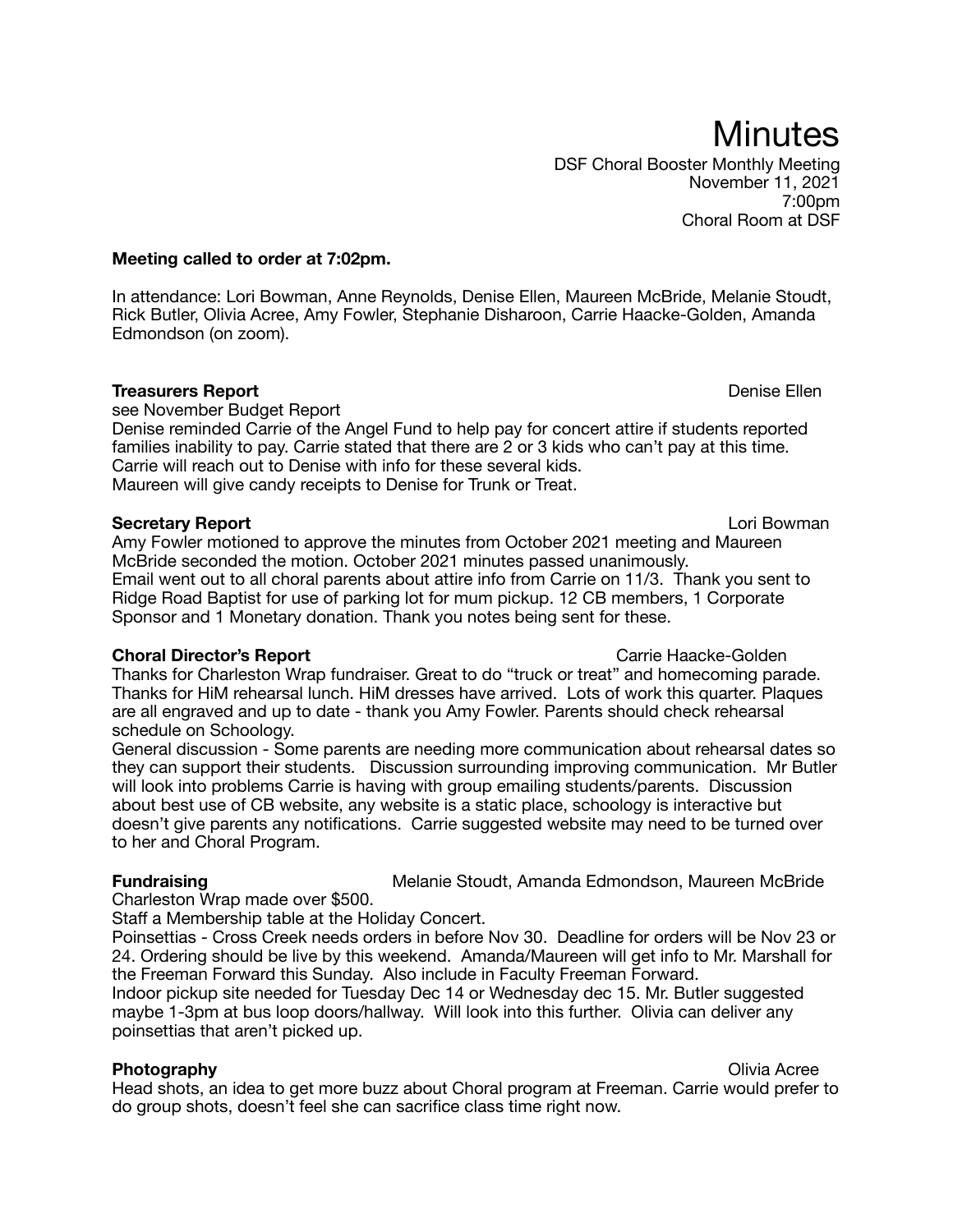# Minutes

DSF Choral Booster Monthly Meeting
November 11, 2021
7:00pm
Choral Room at DSF

**Meeting called to order at 7:02pm.**

In attendance: Lori Bowman, Anne Reynolds, Denise Ellen, Maureen McBride, Melanie Stoudt, Rick Butler, Olivia Acree, Amy Fowler, Stephanie Disharoon, Carrie Haacke-Golden, Amanda Edmondson (on zoom).

**Treasurers Report** — Denise Ellen

see November Budget Report
Denise reminded Carrie of the Angel Fund to help pay for concert attire if students reported families inability to pay. Carrie stated that there are 2 or 3 kids who can't pay at this time. Carrie will reach out to Denise with info for these several kids.
Maureen will give candy receipts to Denise for Trunk or Treat.

**Secretary Report** — Lori Bowman

Amy Fowler motioned to approve the minutes from October 2021 meeting and Maureen McBride seconded the motion. October 2021 minutes passed unanimously.
Email went out to all choral parents about attire info from Carrie on 11/3. Thank you sent to Ridge Road Baptist for use of parking lot for mum pickup. 12 CB members, 1 Corporate Sponsor and 1 Monetary donation. Thank you notes being sent for these.

**Choral Director's Report** — Carrie Haacke-Golden

Thanks for Charleston Wrap fundraiser. Great to do "truck or treat" and homecoming parade. Thanks for HiM rehearsal lunch. HiM dresses have arrived. Lots of work this quarter. Plaques are all engraved and up to date - thank you Amy Fowler. Parents should check rehearsal schedule on Schoology.
General discussion - Some parents are needing more communication about rehearsal dates so they can support their students. Discussion surrounding improving communication. Mr Butler will look into problems Carrie is having with group emailing students/parents. Discussion about best use of CB website, any website is a static place, schoology is interactive but doesn't give parents any notifications. Carrie suggested website may need to be turned over to her and Choral Program.

**Fundraising** — Melanie Stoudt, Amanda Edmondson, Maureen McBride

Charleston Wrap made over $500.
Staff a Membership table at the Holiday Concert.
Poinsettias - Cross Creek needs orders in before Nov 30. Deadline for orders will be Nov 23 or 24. Ordering should be live by this weekend. Amanda/Maureen will get info to Mr. Marshall for the Freeman Forward this Sunday. Also include in Faculty Freeman Forward.
Indoor pickup site needed for Tuesday Dec 14 or Wednesday dec 15. Mr. Butler suggested maybe 1-3pm at bus loop doors/hallway. Will look into this further. Olivia can deliver any poinsettias that aren't picked up.

**Photography** — Olivia Acree

Head shots, an idea to get more buzz about Choral program at Freeman. Carrie would prefer to do group shots, doesn't feel she can sacrifice class time right now.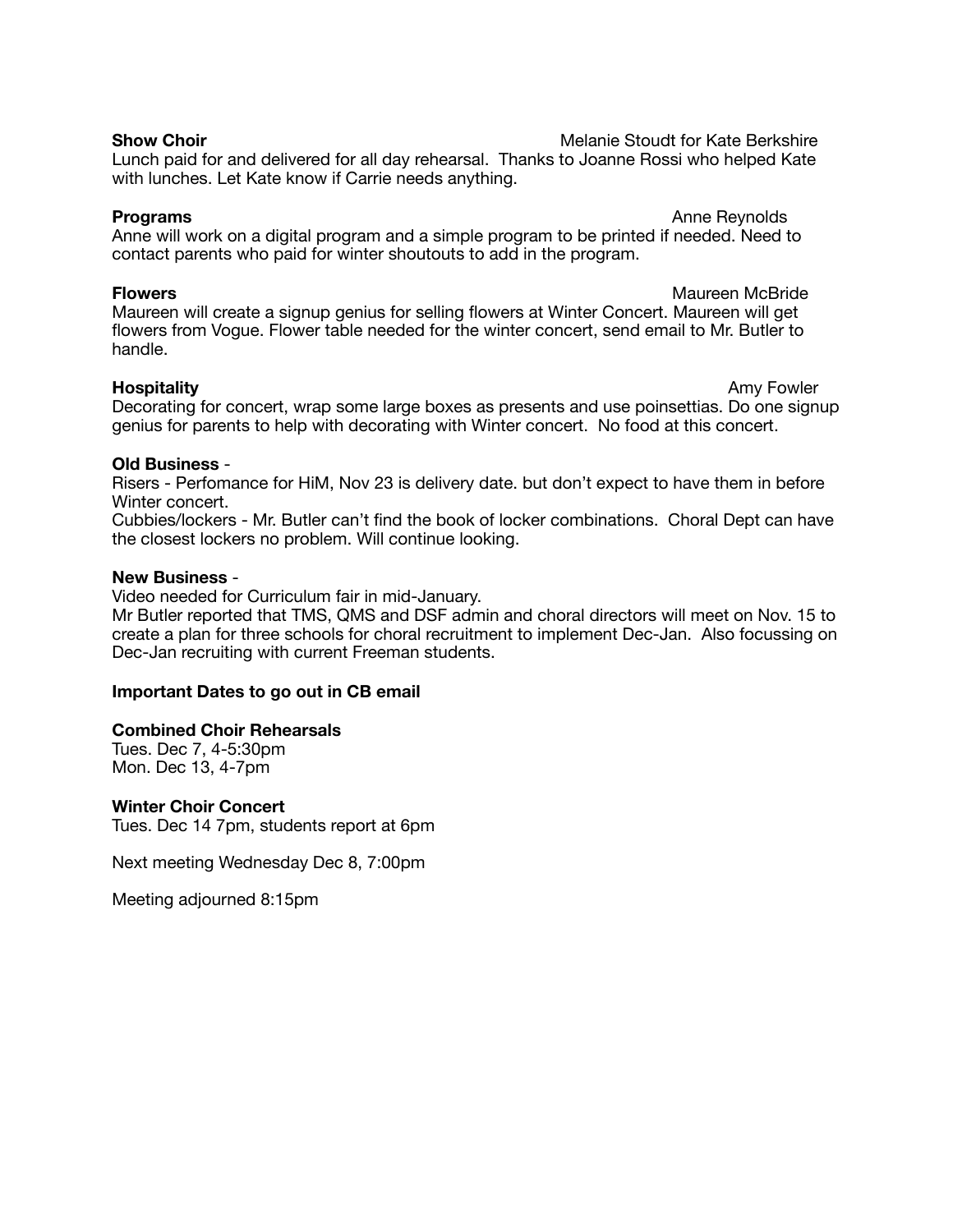**Show Choir** Melanie Stoudt for Kate Berkshire

Lunch paid for and delivered for all day rehearsal. Thanks to Joanne Rossi who helped Kate with lunches. Let Kate know if Carrie needs anything.

**Programs** Anne Reynolds

Anne will work on a digital program and a simple program to be printed if needed. Need to contact parents who paid for winter shoutouts to add in the program.

**Flowers** Maureen McBride

Maureen will create a signup genius for selling flowers at Winter Concert. Maureen will get flowers from Vogue. Flower table needed for the winter concert, send email to Mr. Butler to handle.

**Hospitality** Amy Fowler

Decorating for concert, wrap some large boxes as presents and use poinsettias. Do one signup genius for parents to help with decorating with Winter concert. No food at this concert.

**Old Business** -

Risers - Perfomance for HiM, Nov 23 is delivery date. but don't expect to have them in before Winter concert.

Cubbies/lockers - Mr. Butler can't find the book of locker combinations. Choral Dept can have the closest lockers no problem. Will continue looking.

**New Business** -

Video needed for Curriculum fair in mid-January.

Mr Butler reported that TMS, QMS and DSF admin and choral directors will meet on Nov. 15 to create a plan for three schools for choral recruitment to implement Dec-Jan. Also focussing on Dec-Jan recruiting with current Freeman students.

**Important Dates to go out in CB email**

**Combined Choir Rehearsals**

Tues. Dec 7, 4-5:30pm

Mon. Dec 13, 4-7pm

**Winter Choir Concert**

Tues. Dec 14 7pm, students report at 6pm

Next meeting Wednesday Dec 8, 7:00pm

Meeting adjourned 8:15pm